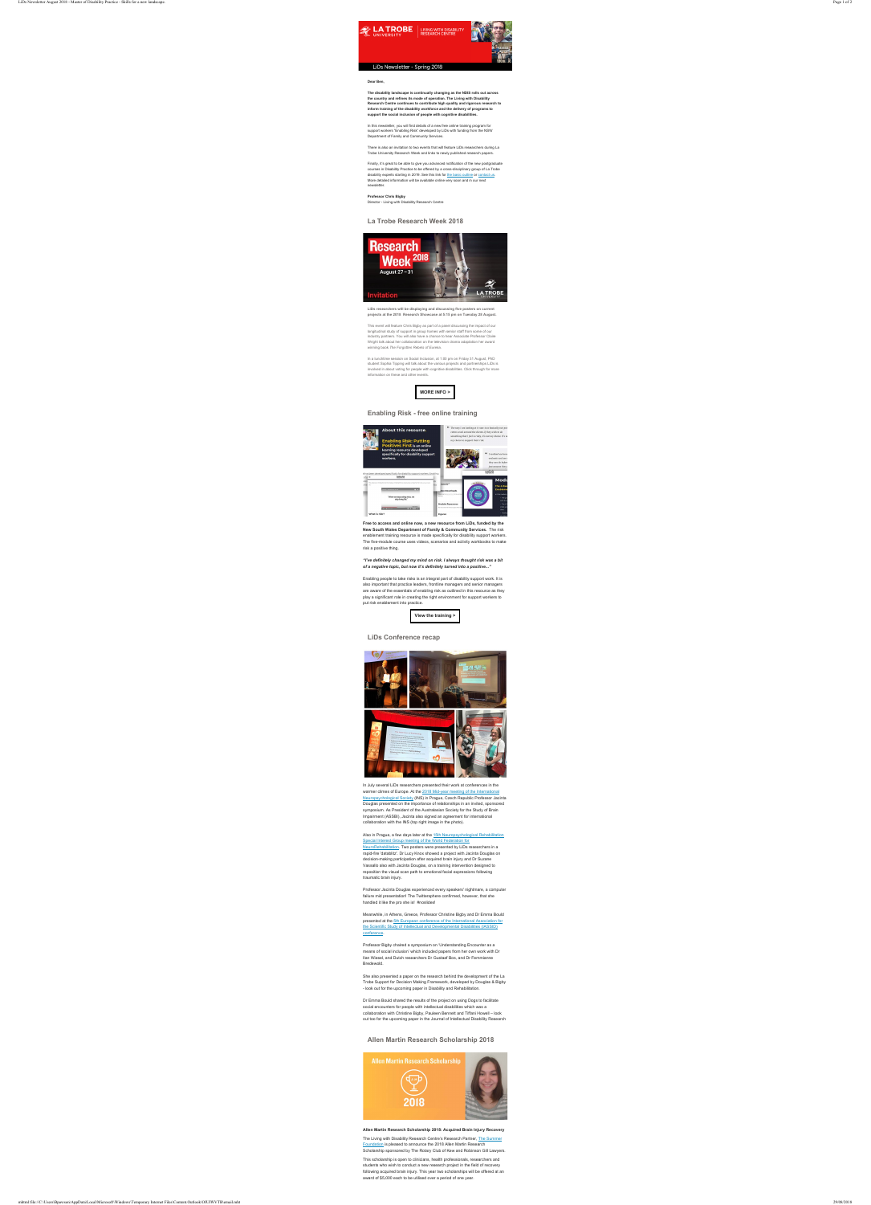LiDs Newsletter - Spring 2018

**Dear Ben,**

**The disability landscape is continually changing as the NDIS rolls out across the country and refines its mode of operation. The Living with Disability Research Centre continues to contribute high quality and rigorous research to inform training of the disability workforce and the delivery of programs to support the social inclusion of people with cognitive disabilities.**

In this newsletter, you will find details of a new free online training program for support workers "Enabling Risk" developed by LiDs with funding from the NSW Department of Family and Community Services.

There is also an invitation to two events that will feature LiDs researchers during La Trobe University Research Week and links to newly published research papers.

Finally, it's great to be able to give you advanced notification of the new postgraduate courses in Disability Practice to be offered by a cross-disciplinary group of La Trobe disability experts starting in 2019. See this link for the basic outline or contact us. More detailed information will be available online very soon and in our next newsletter.

**Professor Chris Bigby**
Director – Living with Disability Research Centre

## La Trobe Research Week 2018

**LiDs researchers will be displaying and discussing five posters on current projects at the 2018 Research Showcase at 6.15 pm on Tuesday 28 August.**

This event will feature Chris Bigby on part of a panel discussing the impact of our longitudinal study of support in group homes with senior staff from some of our industry partners. You will also have a chance to hear Associate Professor Clare Wright talk about her collaboration on the television drama adaptation her award winning book *The Forgotten Rebels of Eureka*.

In a lunchtime session on Social Inclusion, at 1.00 pm on Friday 31 August, PhD student Sophie Topping will talk about the various projects and partnerships LiDs is involved in about voting for people with cognitive disabilities. Click through for more information on these and other events.

**MORE INFO >**

## Enabling Risk - free online training

**Free to access and online now, a new resource from LiDs, funded by the New South Wales Department of Family & Community Services.** The risk enablement training resource is made specifically for disability support workers. The five-module course uses videos, scenarios and activity workbooks to make risk a positive thing.

***"I've definitely changed my mind on risk. I always thought risk was a bit of a negative topic, but now it's definitely turned into a positive..."***

Enabling people to take risks is an integral part of disability support work. It is also important that practice leaders, frontline managers and senior managers are aware of the essentials of enabling risk as outlined in this resource as they play a significant role in creating the right environment for support workers to put risk enablement into practice.

**View the training >**

## LiDs Conference recap

In July several LiDs researchers presented their work at conferences in the warmer climes of Europe. At the 2018 Mid-year meeting of the International Neuropsychological Society (INS) in Prague, Czech Republic Professor Jacinta Douglas presented on the importance of relationships in an invited, sponsored symposium. As President of the Australasian Society for the Study of Brain Impairment (ASSBI), Jacinta also signed an agreement for international collaboration with the INS (top right image in the photo).

Also in Prague, a few days later at the 15th Neuropsychological Rehabilitation Special Interest Group meeting of the World Federation for NeuroRehabilitation. Two posters were presented by LiDs researchers in a rapid-fire "datablitz". Dr Lucy Knox showed a project with Jacinta Douglas on decision-making participation after acquired brain injury and Dr Suzane Vassallo also with Jacinta Douglas, on a training intervention designed to reposition the visual scan path to emotional facial expressions following traumatic brain injury.

Professor Jacinta Douglas experienced every speakers' nightmare, a computer failure mid presentation! The Twittersphere confirmed, however, that she handled it like the pro she is! #nosildes!

Meanwhile, in Athens, Greece, Professor Christine Bigby and Dr Emma Bould presented at the 5th European conference of the International Association for the Scientific Study of Intellectual and Developmental Disabilities (IASSID) conference.

Professor Bigby chaired a symposium on 'Understanding Encounter as a means of social inclusion' which included papers from her own work with Dr Ilan Wiesel, and Dutch researchers Dr Gustaaf Bos, and Dr Femmianne Bredewold.

She also presented a paper on the research behind the development of the La Trobe Support for Decision Making Framework, developed by Douglas & Bigby - look out for the upcoming paper in Disability and Rehabilitation.

Dr Emma Bould shared the results of the project on using Dogs to facilitate social encounters for people with intellectual disabilities which was a collaboration with Christine Bigby, Pauleen Bennett and Tiffani Howell – look out too for the upcoming paper in the Journal of Intellectual Disability Research

## Allen Martin Research Scholarship 2018

**Allen Martin Research Scholarship 2018: Acquired Brain Injury Recovery**

The Living with Disability Research Centre's Research Partner, The Summer Foundation is pleased to announce the 2018 Allen Martin Research Scholarship sponsored by The Rotary Club of Kew and Robinson Gill Lawyers.

This scholarship is open to clinicians, health professionals, researchers and students who wish to conduct a new research project in the field of recovery following acquired brain injury. This year two scholarships will be offered at an award of $5,000 each to be utilised over a period of one year.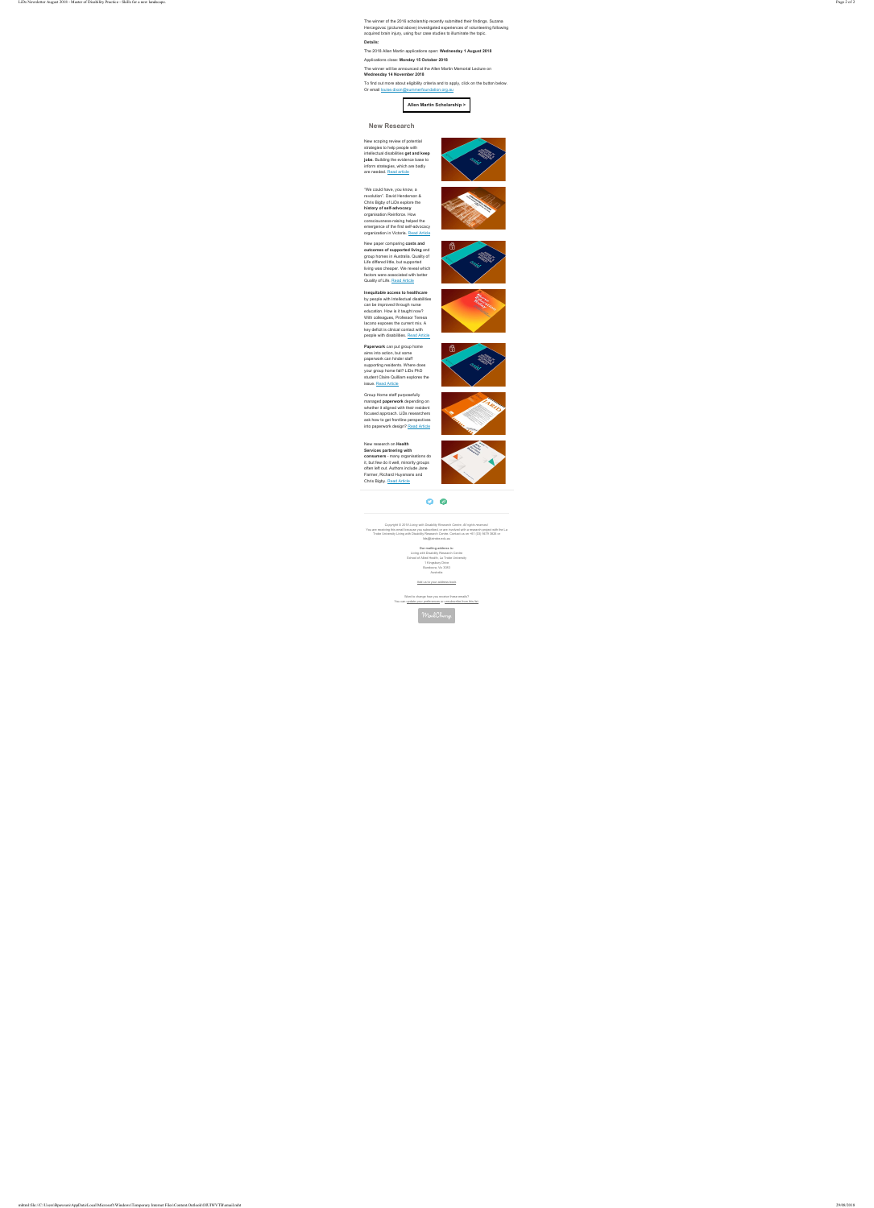The winner of the 2016 scholarship recently submitted their findings. Suzana Hercegovac (pictured above) investigated experiences of volunteering following acquired brain injury, using four case studies to illuminate the topic.

**Details:**

The 2018 Allen Martin applications open: **Wednesday 1 August 2018**

Applications close: **Monday 15 October 2018**

The winner will be announced at the Allen Martin Memorial Lecture on **Wednesday 14 November 2018**

To find out more about eligibility criteria and to apply, click on the button below. Or email louise.dixon@summerfoundation.org.au

**Allen Martin Scholarship >**

## New Research

New scoping review of potential strategies to help people with intellectual disabilities **get and keep jobs**. Building the evidence base to inform strategies, which are badly are needed. Read article

"We could have, you know, a revolution". David Henderson & Chris Bigby of LiDs explore the **history of self-advocacy** organisation Reinforce. How consciousness-raising helped the emergence of the first self-advocacy organization in Victoria. Read Article

New paper comparing **costs and outcomes of supported living** and group homes in Australia. Quality of Life differed little, but supported living was cheaper. We reveal which factors were associated with better Quality of Life. Read Article

**Inequitable access to healthcare** by people with Intellectual disabilities can be improved through nurse education. How is it taught now? With colleagues, Professor Teresa Iacono exposes the current mix. A key deficit is clinical contact with people with disabilities. Read Article

**Paperwork** can put group home aims into action, but some paperwork can hinder staff supporting residents. Where does your group home fall? LiDs PhD student Claire Quilliam explores the issue. Read Article

Group Home staff purposefully managed **paperwork** depending on whether it aligned with their resident focused approach. LiDs researchers ask how to get frontline perspectives into paperwork design? Read Article

New research on **Health Services partnering with consumers** - many organisations do it, but few do it well, minority groups often left out. Authors include Jane Farmer, Richard Huysmans and Chris Bigby. Read Article

*Copyright © 2018 Living with Disability Research Centre, All rights reserved.*

You are receiving this email because you subscribed, or are involved with a research project with the La Trobe University Living with Disability Research Centre. Contact us on +61 (03) 9479 3626 or lids@latrobe.edu.au

**Our mailing address is:**

Living with Disability Research Centre
School of Allied Health, La Trobe University
1 Kingsbury Drive
Bundoora, Vic 3083
Australia

Add us to your address book

Want to change how you receive these emails?
You can update your preferences or unsubscribe from this list

MailChimp